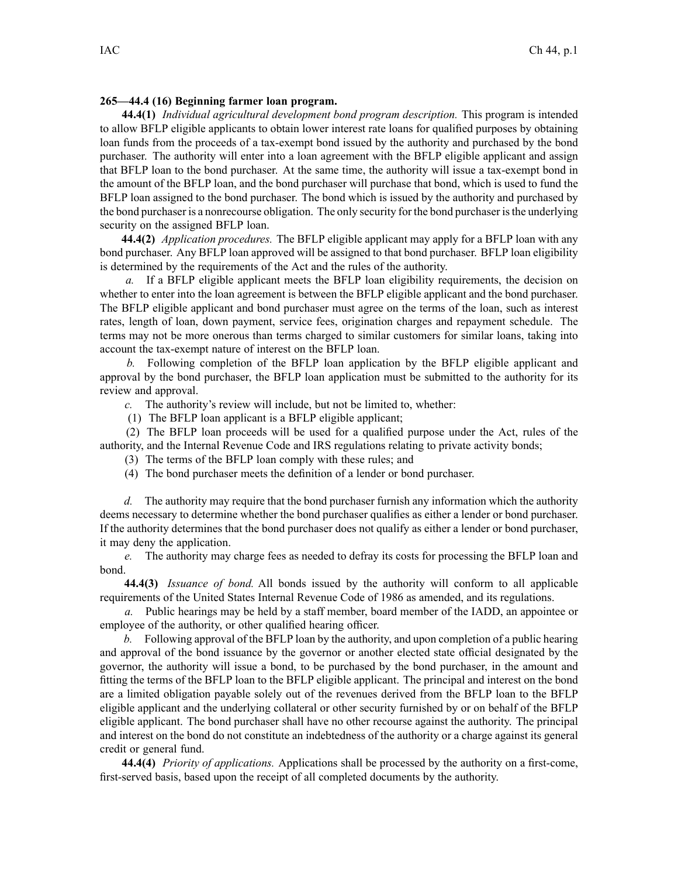**265—44.4 (16) Beginning farmer loan program.**

**44.4(1)** *Individual agricultural development bond program description.* This program is intended to allow BFLP eligible applicants to obtain lower interest rate loans for qualified purposes by obtaining loan funds from the proceeds of a tax-exempt bond issued by the authority and purchased by the bond purchaser. The authority will enter into a loan agreement with the BFLP eligible applicant and assign that BFLP loan to the bond purchaser. At the same time, the authority will issue a tax-exempt bond in the amount of the BFLP loan, and the bond purchaser will purchase that bond, which is used to fund the BFLP loan assigned to the bond purchaser. The bond which is issued by the authority and purchased by the bond purchaser is a nonrecourse obligation. The only security for the bond purchaser is the underlying security on the assigned BFLP loan.

**44.4(2)** *Application procedures.* The BFLP eligible applicant may apply for a BFLP loan with any bond purchaser. Any BFLP loan approved will be assigned to that bond purchaser. BFLP loan eligibility is determined by the requirements of the Act and the rules of the authority.

*a.* If a BFLP eligible applicant meets the BFLP loan eligibility requirements, the decision on whether to enter into the loan agreement is between the BFLP eligible applicant and the bond purchaser. The BFLP eligible applicant and bond purchaser must agree on the terms of the loan, such as interest rates, length of loan, down payment, service fees, origination charges and repayment schedule. The terms may not be more onerous than terms charged to similar customers for similar loans, taking into account the tax-exempt nature of interest on the BFLP loan.

*b.* Following completion of the BFLP loan application by the BFLP eligible applicant and approval by the bond purchaser, the BFLP loan application must be submitted to the authority for its review and approval.

*c.* The authority's review will include, but not be limited to, whether:

(1) The BFLP loan applicant is a BFLP eligible applicant;

(2) The BFLP loan proceeds will be used for a qualified purpose under the Act, rules of the authority, and the Internal Revenue Code and IRS regulations relating to private activity bonds;

(3) The terms of the BFLP loan comply with these rules; and

(4) The bond purchaser meets the definition of a lender or bond purchaser.

*d.* The authority may require that the bond purchaser furnish any information which the authority deems necessary to determine whether the bond purchaser qualifies as either a lender or bond purchaser. If the authority determines that the bond purchaser does not qualify as either a lender or bond purchaser, it may deny the application.

*e.* The authority may charge fees as needed to defray its costs for processing the BFLP loan and bond.

**44.4(3)** *Issuance of bond.* All bonds issued by the authority will conform to all applicable requirements of the United States Internal Revenue Code of 1986 as amended, and its regulations.

*a.* Public hearings may be held by a staff member, board member of the IADD, an appointee or employee of the authority, or other qualified hearing officer.

*b.* Following approval of the BFLP loan by the authority, and upon completion of a public hearing and approval of the bond issuance by the governor or another elected state official designated by the governor, the authority will issue a bond, to be purchased by the bond purchaser, in the amount and fitting the terms of the BFLP loan to the BFLP eligible applicant. The principal and interest on the bond are a limited obligation payable solely out of the revenues derived from the BFLP loan to the BFLP eligible applicant and the underlying collateral or other security furnished by or on behalf of the BFLP eligible applicant. The bond purchaser shall have no other recourse against the authority. The principal and interest on the bond do not constitute an indebtedness of the authority or a charge against its general credit or general fund.

**44.4(4)** *Priority of applications.* Applications shall be processed by the authority on a first-come, first-served basis, based upon the receipt of all completed documents by the authority.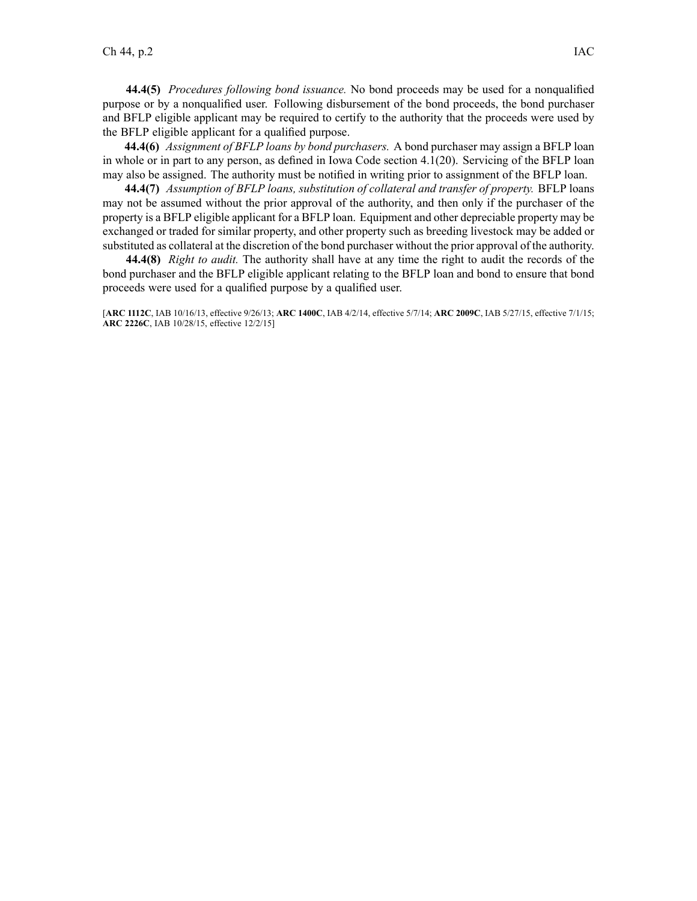**44.4(5)** *Procedures following bond issuance.* No bond proceeds may be used for a nonqualified purpose or by a nonqualified user. Following disbursement of the bond proceeds, the bond purchaser and BFLP eligible applicant may be required to certify to the authority that the proceeds were used by the BFLP eligible applicant for a qualified purpose.

**44.4(6)** *Assignment of BFLP loans by bond purchasers.* A bond purchaser may assign a BFLP loan in whole or in part to any person, as defined in Iowa Code section 4.1(20). Servicing of the BFLP loan may also be assigned. The authority must be notified in writing prior to assignment of the BFLP loan.

**44.4(7)** *Assumption of BFLP loans, substitution of collateral and transfer of property.* BFLP loans may not be assumed without the prior approval of the authority, and then only if the purchaser of the property is a BFLP eligible applicant for a BFLP loan. Equipment and other depreciable property may be exchanged or traded for similar property, and other property such as breeding livestock may be added or substituted as collateral at the discretion of the bond purchaser without the prior approval of the authority.

**44.4(8)** *Right to audit.* The authority shall have at any time the right to audit the records of the bond purchaser and the BFLP eligible applicant relating to the BFLP loan and bond to ensure that bond proceeds were used for a qualified purpose by a qualified user.

[**ARC 1112C**, IAB 10/16/13, effective 9/26/13; **ARC 1400C**, IAB 4/2/14, effective 5/7/14; **ARC 2009C**, IAB 5/27/15, effective 7/1/15; **ARC 2226C**, IAB 10/28/15, effective 12/2/15]